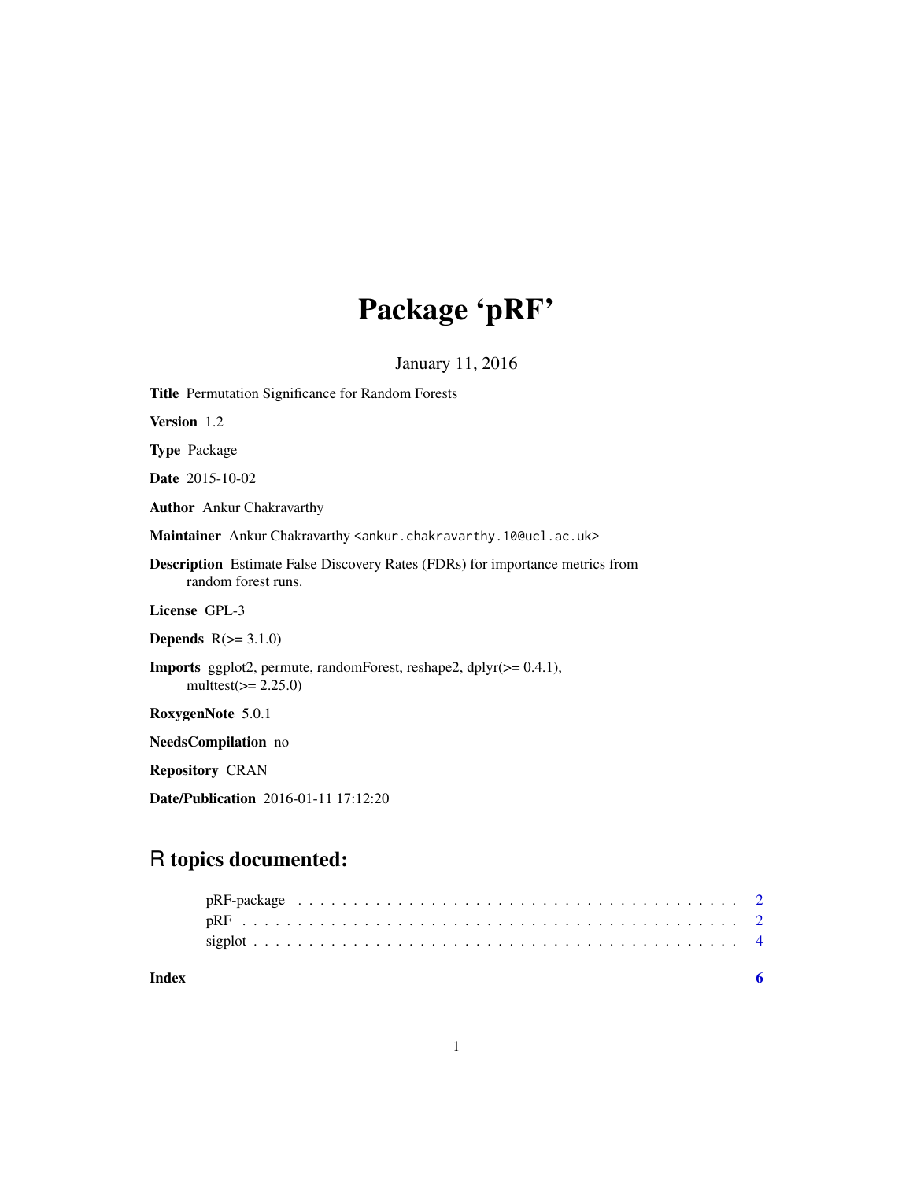# Package 'pRF'

January 11, 2016

**Title** Permutation Significance for Random Forests

**Version** 1.2

**Type** Package

**Date** 2015-10-02

**Author** Ankur Chakravarthy

**Maintainer** Ankur Chakravarthy <ankur.chakravarthy.10@ucl.ac.uk>

**Description** Estimate False Discovery Rates (FDRs) for importance metrics from random forest runs.

**License** GPL-3

**Depends** R(>= 3.1.0)

**Imports** ggplot2, permute, randomForest, reshape2, dplyr(>= 0.4.1), multtest(>= 2.25.0)

**RoxygenNote** 5.0.1

**NeedsCompilation** no

**Repository** CRAN

**Date/Publication** 2016-01-11 17:12:20

## R topics documented:

pRF-package . . . . . . . . . . . . . . . . . . . . . . . . . . . . . . . . . . . . . . . 2
pRF . . . . . . . . . . . . . . . . . . . . . . . . . . . . . . . . . . . . . . . . . . . . 2
sigplot . . . . . . . . . . . . . . . . . . . . . . . . . . . . . . . . . . . . . . . . . . . 4

**Index** **6**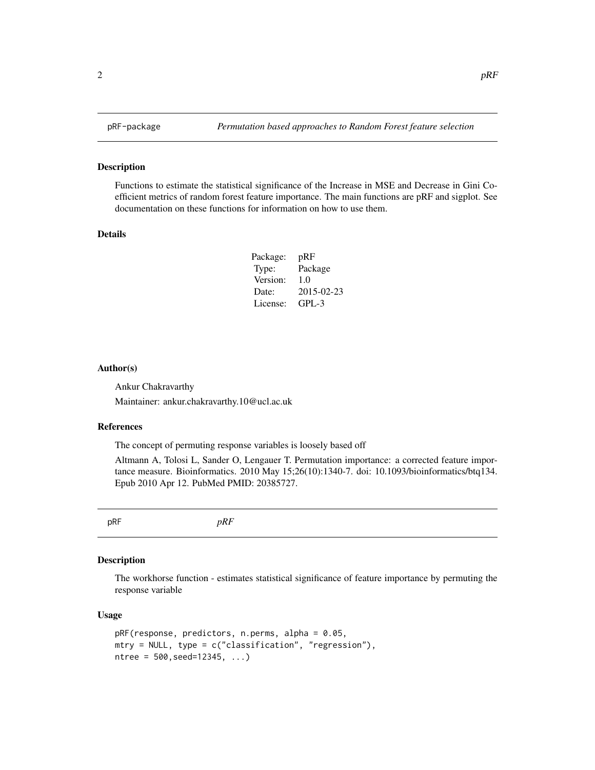## pRF-package *Permutation based approaches to Random Forest feature selection*

### Description

Functions to estimate the statistical significance of the Increase in MSE and Decrease in Gini Coefficient metrics of random forest feature importance. The main functions are pRF and sigplot. See documentation on these functions for information on how to use them.

### Details

| | |
|---|---|
| Package: | pRF |
| Type: | Package |
| Version: | 1.0 |
| Date: | 2015-02-23 |
| License: | GPL-3 |

### Author(s)

Ankur Chakravarthy

Maintainer: ankur.chakravarthy.10@ucl.ac.uk

### References

The concept of permuting response variables is loosely based off

Altmann A, Tolosi L, Sander O, Lengauer T. Permutation importance: a corrected feature importance measure. Bioinformatics. 2010 May 15;26(10):1340-7. doi: 10.1093/bioinformatics/btq134. Epub 2010 Apr 12. PubMed PMID: 20385727.

## pRF *pRF*

### Description

The workhorse function - estimates statistical significance of feature importance by permuting the response variable

### Usage

```
pRF(response, predictors, n.perms, alpha = 0.05,
mtry = NULL, type = c("classification", "regression"),
ntree = 500,seed=12345, ...)
```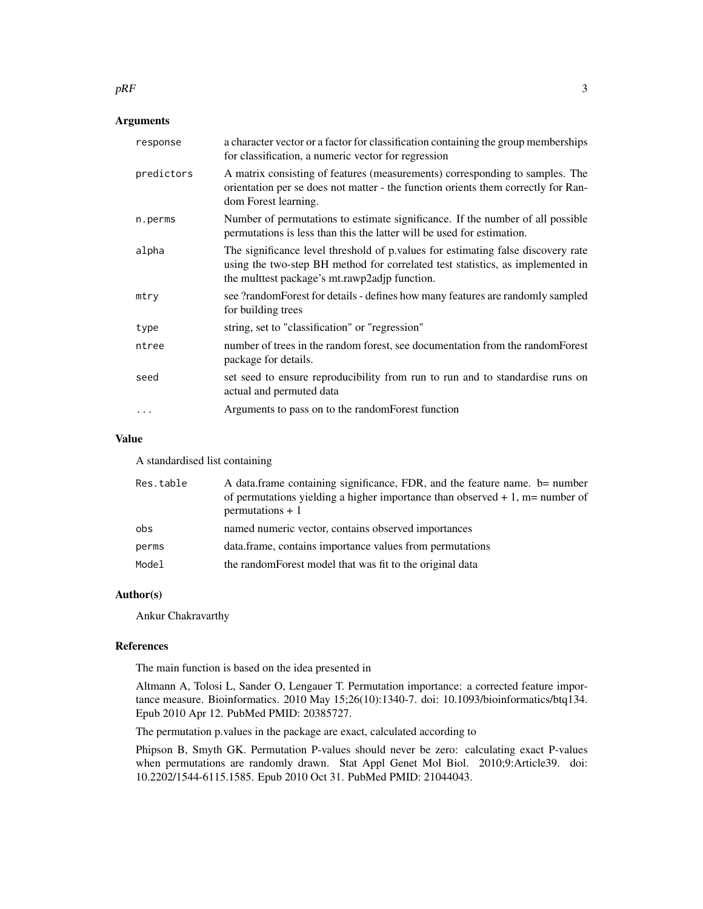## Arguments

| | |
|---|---|
| response | a character vector or a factor for classification containing the group memberships for classification, a numeric vector for regression |
| predictors | A matrix consisting of features (measurements) corresponding to samples. The orientation per se does not matter - the function orients them correctly for Random Forest learning. |
| n.perms | Number of permutations to estimate significance. If the number of all possible permutations is less than this the latter will be used for estimation. |
| alpha | The significance level threshold of p.values for estimating false discovery rate using the two-step BH method for correlated test statistics, as implemented in the multtest package's mt.rawp2adjp function. |
| mtry | see ?randomForest for details - defines how many features are randomly sampled for building trees |
| type | string, set to "classification" or "regression" |
| ntree | number of trees in the random forest, see documentation from the randomForest package for details. |
| seed | set seed to ensure reproducibility from run to run and to standardise runs on actual and permuted data |
| ... | Arguments to pass on to the randomForest function |

## Value

A standardised list containing

| | |
|---|---|
| Res.table | A data.frame containing significance, FDR, and the feature name. b= number of permutations yielding a higher importance than observed + 1, m= number of permutations + 1 |
| obs | named numeric vector, contains observed importances |
| perms | data.frame, contains importance values from permutations |
| Model | the randomForest model that was fit to the original data |

## Author(s)

Ankur Chakravarthy

## References

The main function is based on the idea presented in

Altmann A, Tolosi L, Sander O, Lengauer T. Permutation importance: a corrected feature importance measure. Bioinformatics. 2010 May 15;26(10):1340-7. doi: 10.1093/bioinformatics/btq134. Epub 2010 Apr 12. PubMed PMID: 20385727.

The permutation p.values in the package are exact, calculated according to

Phipson B, Smyth GK. Permutation P-values should never be zero: calculating exact P-values when permutations are randomly drawn. Stat Appl Genet Mol Biol. 2010;9:Article39. doi: 10.2202/1544-6115.1585. Epub 2010 Oct 31. PubMed PMID: 21044043.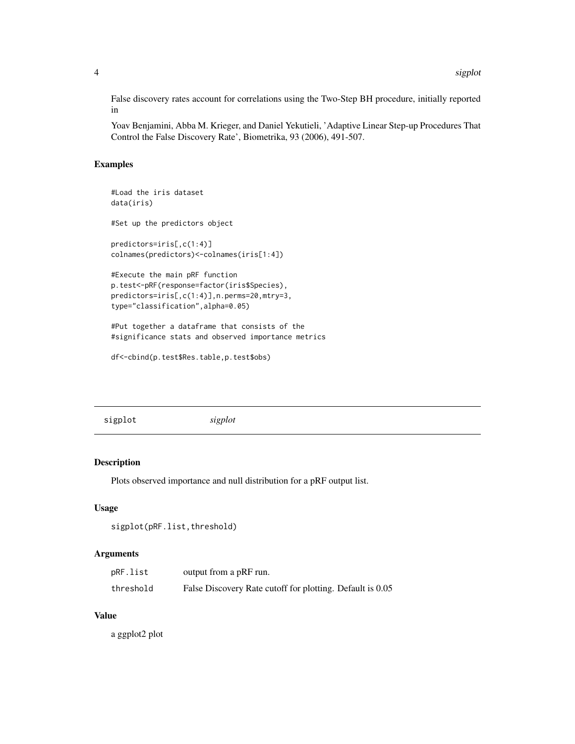False discovery rates account for correlations using the Two-Step BH procedure, initially reported in

Yoav Benjamini, Abba M. Krieger, and Daniel Yekutieli, 'Adaptive Linear Step-up Procedures That Control the False Discovery Rate', Biometrika, 93 (2006), 491-507.

### Examples

```
#Load the iris dataset
data(iris)

#Set up the predictors object

predictors=iris[,c(1:4)]
colnames(predictors)<-colnames(iris[1:4])

#Execute the main pRF function
p.test<-pRF(response=factor(iris$Species),
predictors=iris[,c(1:4)],n.perms=20,mtry=3,
type="classification",alpha=0.05)

#Put together a dataframe that consists of the
#significance stats and observed importance metrics

df<-cbind(p.test$Res.table,p.test$obs)
```

---

## sigplot *sigplot*

---

### Description

Plots observed importance and null distribution for a pRF output list.

### Usage

```
sigplot(pRF.list,threshold)
```

### Arguments

| | |
|---|---|
| pRF.list | output from a pRF run. |
| threshold | False Discovery Rate cutoff for plotting. Default is 0.05 |

### Value

a ggplot2 plot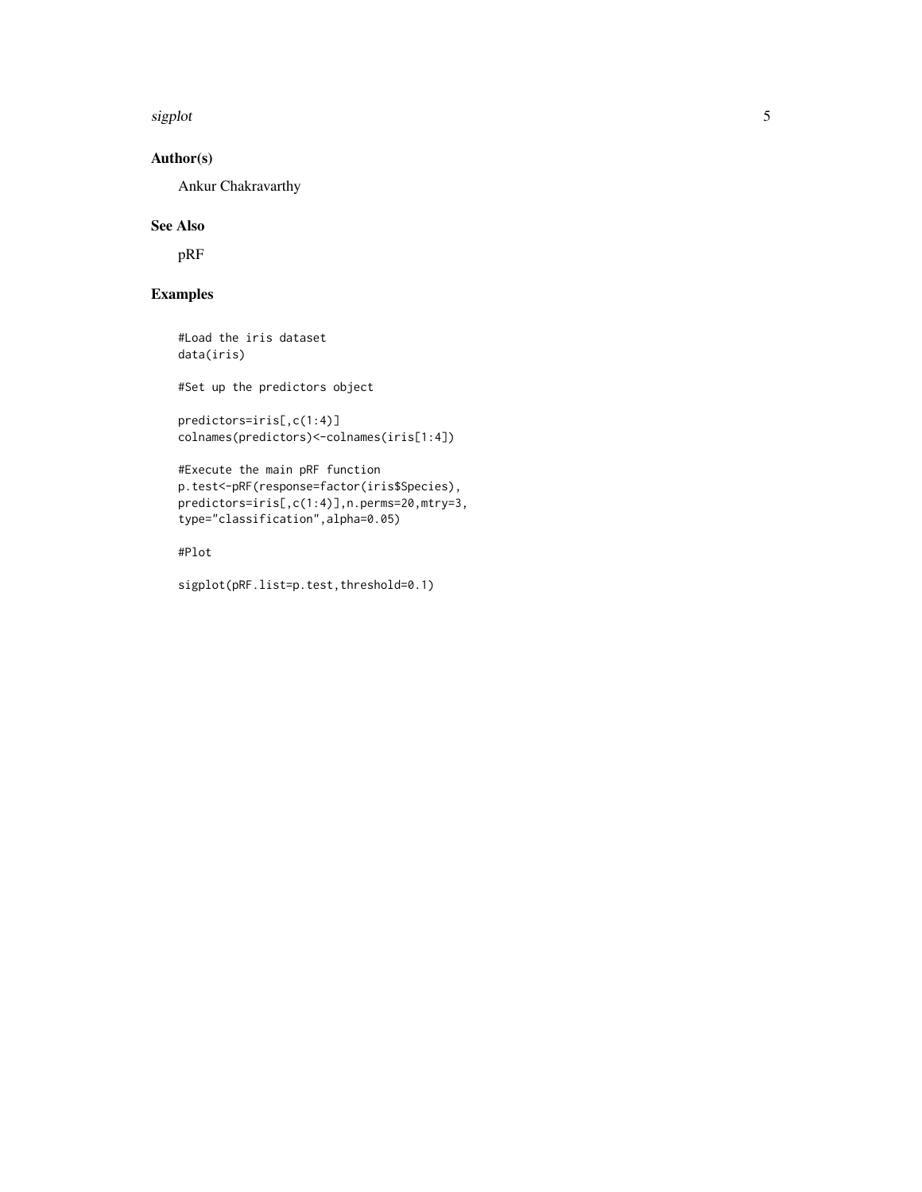## Author(s)

Ankur Chakravarthy

## See Also

pRF

## Examples

```
#Load the iris dataset
data(iris)

#Set up the predictors object

predictors=iris[,c(1:4)]
colnames(predictors)<-colnames(iris[1:4])

#Execute the main pRF function
p.test<-pRF(response=factor(iris$Species),
predictors=iris[,c(1:4)],n.perms=20,mtry=3,
type="classification",alpha=0.05)

#Plot

sigplot(pRF.list=p.test,threshold=0.1)
```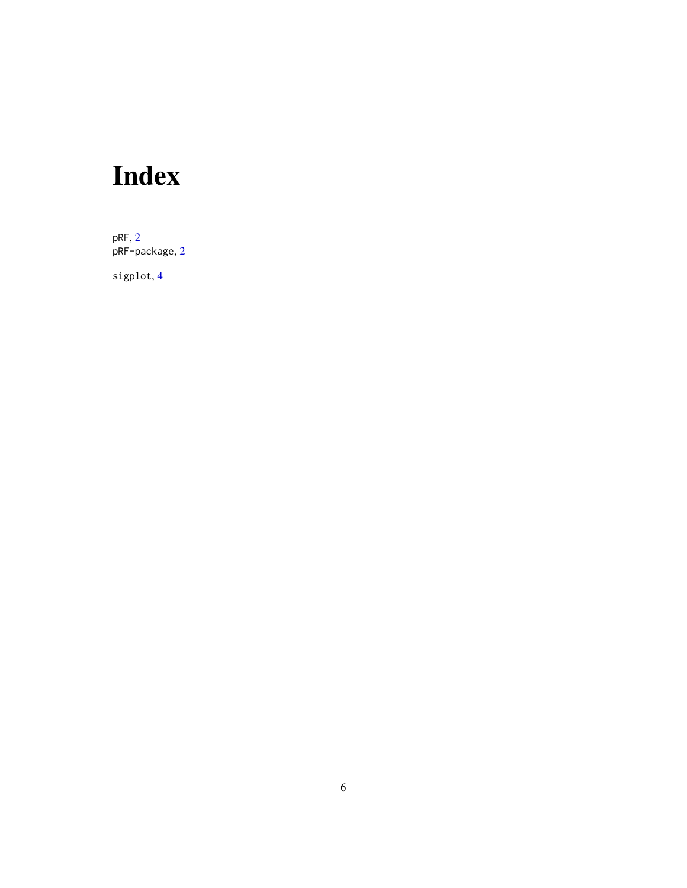# Index

pRF, 2
pRF-package, 2

sigplot, 4